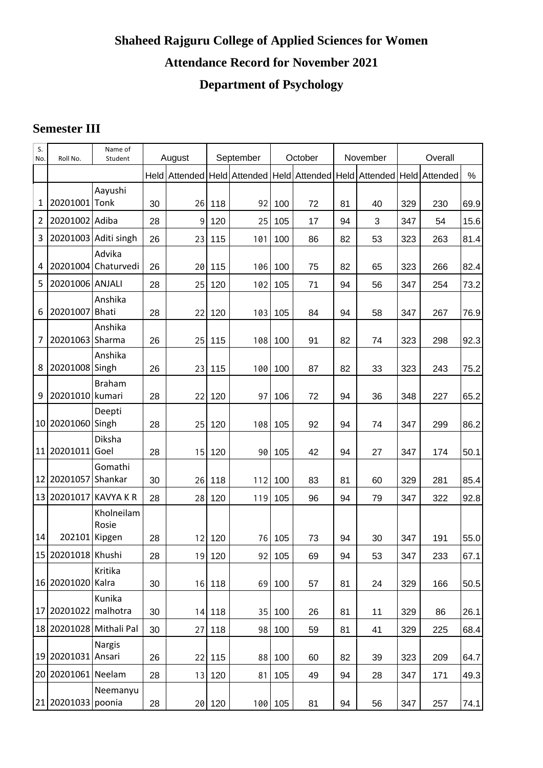# Shaheed Rajguru College of Applied Sciences for Women

## Attendance Record for November 2021

## Department of Psychology

### Semester III

| S. No. | Roll No. | Name of Student | August | | September | | October | | November | | Overall | | |
|---|---|---|---|---|---|---|---|---|---|---|---|---|---|
| | | | Held | Attended | Held | Attended | Held | Attended | Held | Attended | Held | Attended | % |
| 1 | 20201001 | Aayushi Tonk | 30 | 26 | 118 | 92 | 100 | 72 | 81 | 40 | 329 | 230 | 69.9 |
| 2 | 20201002 | Adiba | 28 | 9 | 120 | 25 | 105 | 17 | 94 | 3 | 347 | 54 | 15.6 |
| 3 | 20201003 | Aditi singh | 26 | 23 | 115 | 101 | 100 | 86 | 82 | 53 | 323 | 263 | 81.4 |
| 4 | 20201004 | Advika Chaturvedi | 26 | 20 | 115 | 106 | 100 | 75 | 82 | 65 | 323 | 266 | 82.4 |
| 5 | 20201006 | ANJALI | 28 | 25 | 120 | 102 | 105 | 71 | 94 | 56 | 347 | 254 | 73.2 |
| 6 | 20201007 | Anshika Bhati | 28 | 22 | 120 | 103 | 105 | 84 | 94 | 58 | 347 | 267 | 76.9 |
| 7 | 20201063 | Anshika Sharma | 26 | 25 | 115 | 108 | 100 | 91 | 82 | 74 | 323 | 298 | 92.3 |
| 8 | 20201008 | Anshika Singh | 26 | 23 | 115 | 100 | 100 | 87 | 82 | 33 | 323 | 243 | 75.2 |
| 9 | 20201010 | Braham kumari | 28 | 22 | 120 | 97 | 106 | 72 | 94 | 36 | 348 | 227 | 65.2 |
| 10 | 20201060 | Deepti Singh | 28 | 25 | 120 | 108 | 105 | 92 | 94 | 74 | 347 | 299 | 86.2 |
| 11 | 20201011 | Diksha Goel | 28 | 15 | 120 | 90 | 105 | 42 | 94 | 27 | 347 | 174 | 50.1 |
| 12 | 20201057 | Gomathi Shankar | 30 | 26 | 118 | 112 | 100 | 83 | 81 | 60 | 329 | 281 | 85.4 |
| 13 | 20201017 | KAVYA K R | 28 | 28 | 120 | 119 | 105 | 96 | 94 | 79 | 347 | 322 | 92.8 |
| 14 | 202101 | Kholneilam Rosie Kipgen | 28 | 12 | 120 | 76 | 105 | 73 | 94 | 30 | 347 | 191 | 55.0 |
| 15 | 20201018 | Khushi | 28 | 19 | 120 | 92 | 105 | 69 | 94 | 53 | 347 | 233 | 67.1 |
| 16 | 20201020 | Kritika Kalra | 30 | 16 | 118 | 69 | 100 | 57 | 81 | 24 | 329 | 166 | 50.5 |
| 17 | 20201022 | Kunika malhotra | 30 | 14 | 118 | 35 | 100 | 26 | 81 | 11 | 329 | 86 | 26.1 |
| 18 | 20201028 | Mithali Pal | 30 | 27 | 118 | 98 | 100 | 59 | 81 | 41 | 329 | 225 | 68.4 |
| 19 | 20201031 | Nargis Ansari | 26 | 22 | 115 | 88 | 100 | 60 | 82 | 39 | 323 | 209 | 64.7 |
| 20 | 20201061 | Neelam | 28 | 13 | 120 | 81 | 105 | 49 | 94 | 28 | 347 | 171 | 49.3 |
| 21 | 20201033 | Neemanyu poonia | 28 | 20 | 120 | 100 | 105 | 81 | 94 | 56 | 347 | 257 | 74.1 |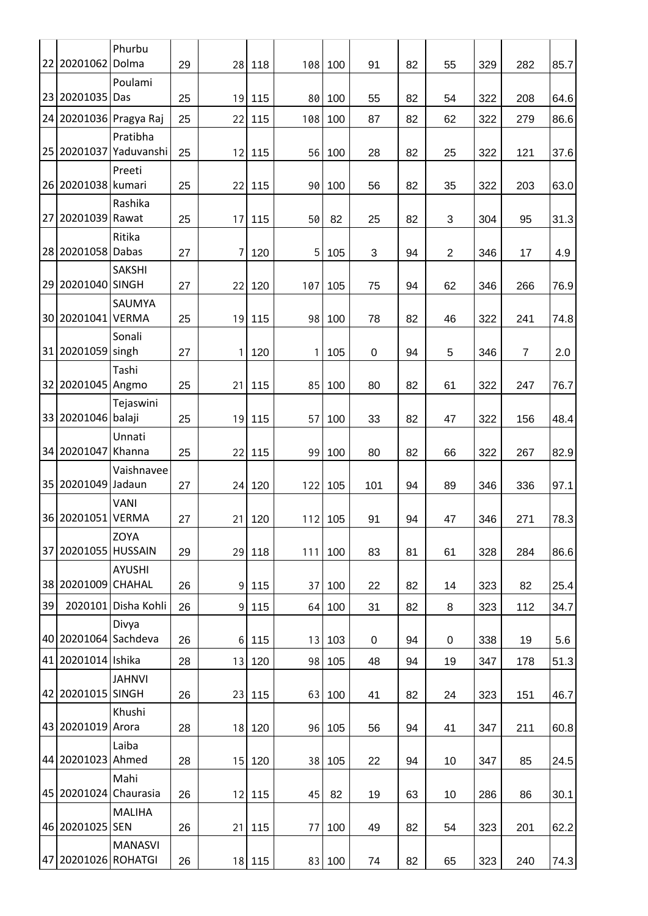| | | | | | | | | | | | | | |
|---|---|---|---|---|---|---|---|---|---|---|---|---|---|
| 22 | 20201062 | Phurbu Dolma | 29 | 28 | 118 | 108 | 100 | 91 | 82 | 55 | 329 | 282 | 85.7 |
| 23 | 20201035 | Poulami Das | 25 | 19 | 115 | 80 | 100 | 55 | 82 | 54 | 322 | 208 | 64.6 |
| 24 | 20201036 | Pragya Raj | 25 | 22 | 115 | 108 | 100 | 87 | 82 | 62 | 322 | 279 | 86.6 |
| 25 | 20201037 | Pratibha Yaduvanshi | 25 | 12 | 115 | 56 | 100 | 28 | 82 | 25 | 322 | 121 | 37.6 |
| 26 | 20201038 | Preeti kumari | 25 | 22 | 115 | 90 | 100 | 56 | 82 | 35 | 322 | 203 | 63.0 |
| 27 | 20201039 | Rashika Rawat | 25 | 17 | 115 | 50 | 82 | 25 | 82 | 3 | 304 | 95 | 31.3 |
| 28 | 20201058 | Ritika Dabas | 27 | 7 | 120 | 5 | 105 | 3 | 94 | 2 | 346 | 17 | 4.9 |
| 29 | 20201040 | SAKSHI SINGH | 27 | 22 | 120 | 107 | 105 | 75 | 94 | 62 | 346 | 266 | 76.9 |
| 30 | 20201041 | SAUMYA VERMA | 25 | 19 | 115 | 98 | 100 | 78 | 82 | 46 | 322 | 241 | 74.8 |
| 31 | 20201059 | Sonali singh | 27 | 1 | 120 | 1 | 105 | 0 | 94 | 5 | 346 | 7 | 2.0 |
| 32 | 20201045 | Tashi Angmo | 25 | 21 | 115 | 85 | 100 | 80 | 82 | 61 | 322 | 247 | 76.7 |
| 33 | 20201046 | Tejaswini balaji | 25 | 19 | 115 | 57 | 100 | 33 | 82 | 47 | 322 | 156 | 48.4 |
| 34 | 20201047 | Unnati Khanna | 25 | 22 | 115 | 99 | 100 | 80 | 82 | 66 | 322 | 267 | 82.9 |
| 35 | 20201049 | Vaishnavee Jadaun | 27 | 24 | 120 | 122 | 105 | 101 | 94 | 89 | 346 | 336 | 97.1 |
| 36 | 20201051 | VANI VERMA | 27 | 21 | 120 | 112 | 105 | 91 | 94 | 47 | 346 | 271 | 78.3 |
| 37 | 20201055 | ZOYA HUSSAIN | 29 | 29 | 118 | 111 | 100 | 83 | 81 | 61 | 328 | 284 | 86.6 |
| 38 | 20201009 | AYUSHI CHAHAL | 26 | 9 | 115 | 37 | 100 | 22 | 82 | 14 | 323 | 82 | 25.4 |
| 39 | 2020101 | Disha Kohli | 26 | 9 | 115 | 64 | 100 | 31 | 82 | 8 | 323 | 112 | 34.7 |
| 40 | 20201064 | Divya Sachdeva | 26 | 6 | 115 | 13 | 103 | 0 | 94 | 0 | 338 | 19 | 5.6 |
| 41 | 20201014 | Ishika | 28 | 13 | 120 | 98 | 105 | 48 | 94 | 19 | 347 | 178 | 51.3 |
| 42 | 20201015 | JAHNVI SINGH | 26 | 23 | 115 | 63 | 100 | 41 | 82 | 24 | 323 | 151 | 46.7 |
| 43 | 20201019 | Khushi Arora | 28 | 18 | 120 | 96 | 105 | 56 | 94 | 41 | 347 | 211 | 60.8 |
| 44 | 20201023 | Laiba Ahmed | 28 | 15 | 120 | 38 | 105 | 22 | 94 | 10 | 347 | 85 | 24.5 |
| 45 | 20201024 | Mahi Chaurasia | 26 | 12 | 115 | 45 | 82 | 19 | 63 | 10 | 286 | 86 | 30.1 |
| 46 | 20201025 | MALIHA SEN | 26 | 21 | 115 | 77 | 100 | 49 | 82 | 54 | 323 | 201 | 62.2 |
| 47 | 20201026 | MANASVI ROHATGI | 26 | 18 | 115 | 83 | 100 | 74 | 82 | 65 | 323 | 240 | 74.3 |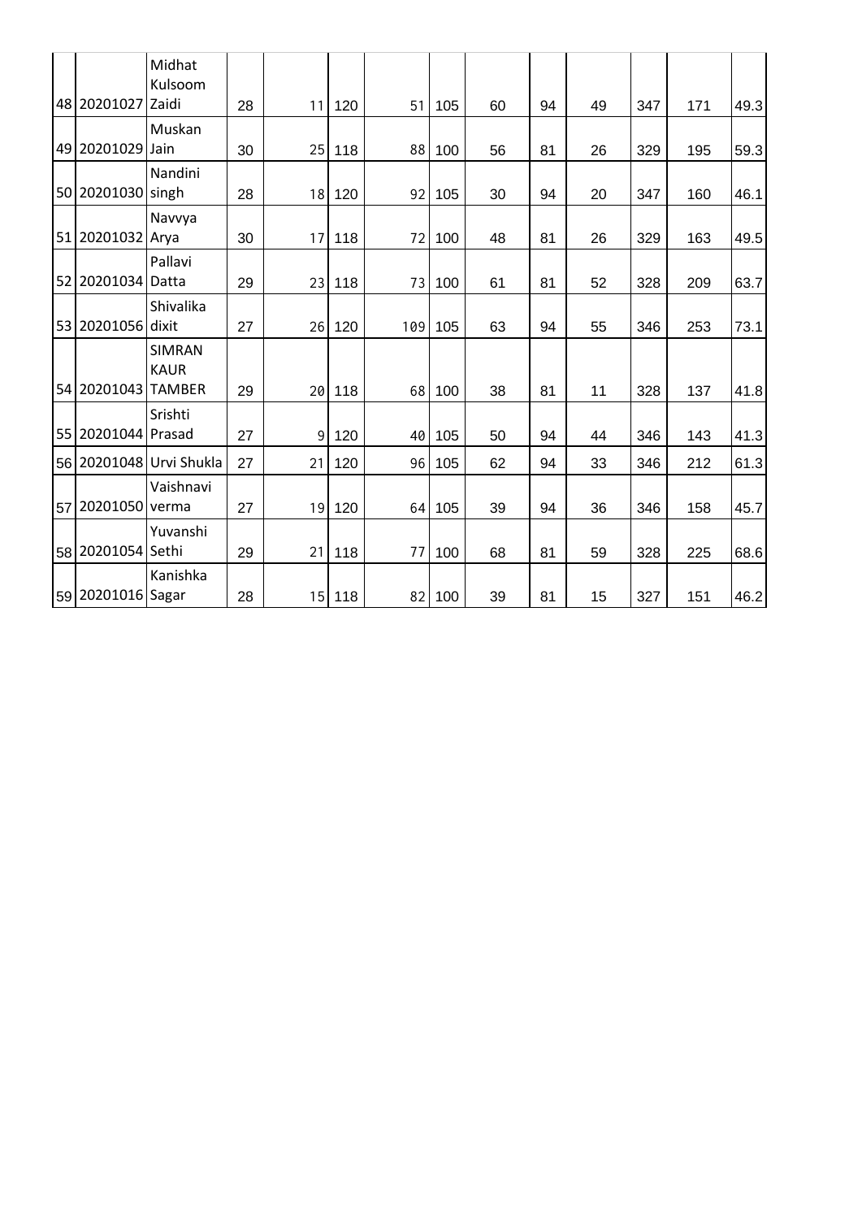| | | | | | | | | | | | | |
|---|---|---|---|---|---|---|---|---|---|---|---|---|
| 48 | 20201027 | Midhat Kulsoom Zaidi | 28 | 11 | 120 | 51 | 105 | 60 | 94 | 49 | 347 | 171 | 49.3 |
| 49 | 20201029 | Muskan Jain | 30 | 25 | 118 | 88 | 100 | 56 | 81 | 26 | 329 | 195 | 59.3 |
| 50 | 20201030 | Nandini singh | 28 | 18 | 120 | 92 | 105 | 30 | 94 | 20 | 347 | 160 | 46.1 |
| 51 | 20201032 | Navvya Arya | 30 | 17 | 118 | 72 | 100 | 48 | 81 | 26 | 329 | 163 | 49.5 |
| 52 | 20201034 | Pallavi Datta | 29 | 23 | 118 | 73 | 100 | 61 | 81 | 52 | 328 | 209 | 63.7 |
| 53 | 20201056 | Shivalika dixit | 27 | 26 | 120 | 109 | 105 | 63 | 94 | 55 | 346 | 253 | 73.1 |
| 54 | 20201043 | SIMRAN KAUR TAMBER | 29 | 20 | 118 | 68 | 100 | 38 | 81 | 11 | 328 | 137 | 41.8 |
| 55 | 20201044 | Srishti Prasad | 27 | 9 | 120 | 40 | 105 | 50 | 94 | 44 | 346 | 143 | 41.3 |
| 56 | 20201048 | Urvi Shukla | 27 | 21 | 120 | 96 | 105 | 62 | 94 | 33 | 346 | 212 | 61.3 |
| 57 | 20201050 | Vaishnavi verma | 27 | 19 | 120 | 64 | 105 | 39 | 94 | 36 | 346 | 158 | 45.7 |
| 58 | 20201054 | Yuvanshi Sethi | 29 | 21 | 118 | 77 | 100 | 68 | 81 | 59 | 328 | 225 | 68.6 |
| 59 | 20201016 | Kanishka Sagar | 28 | 15 | 118 | 82 | 100 | 39 | 81 | 15 | 327 | 151 | 46.2 |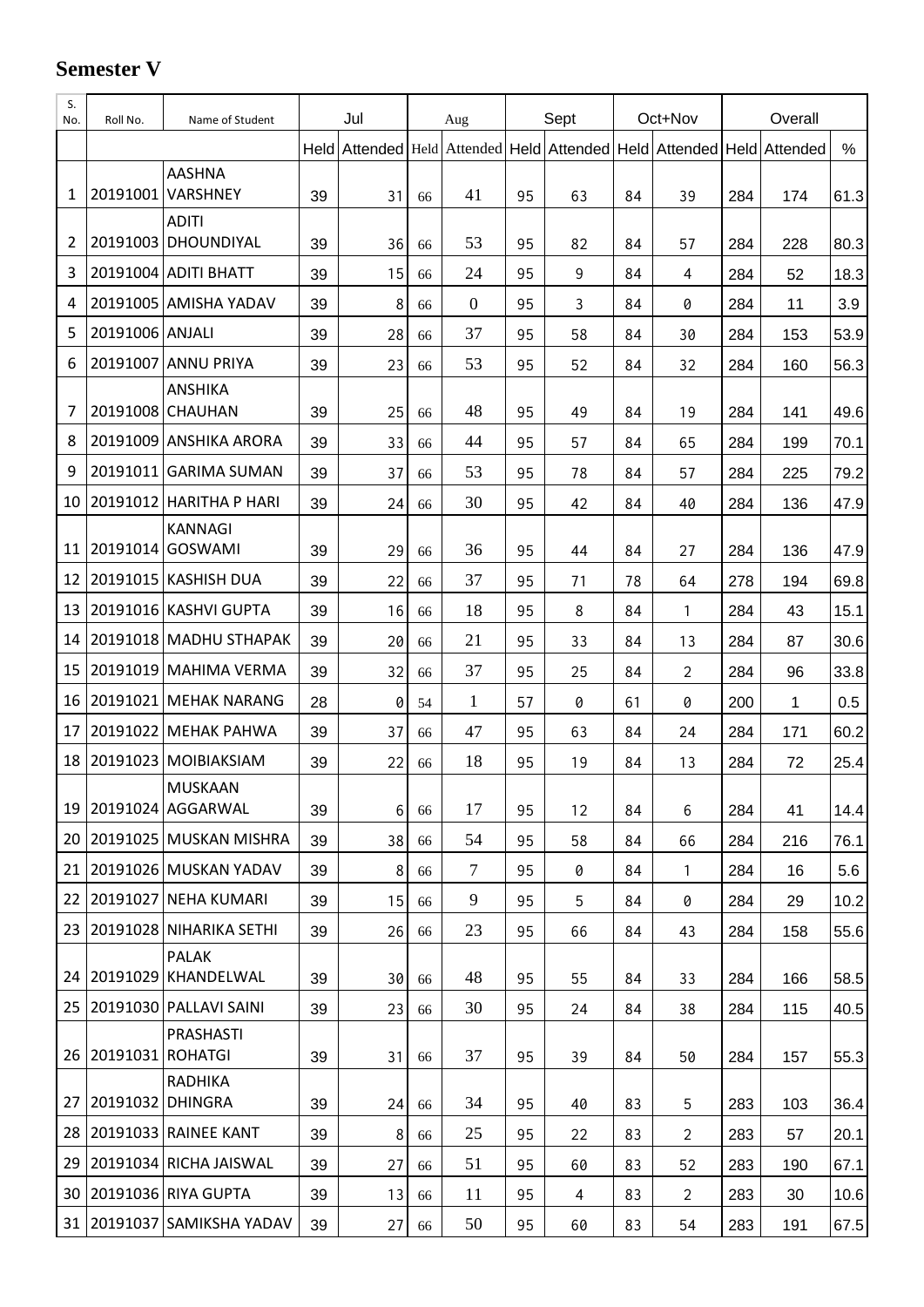## Semester V

| S. No. | Roll No. | Name of Student | Jul | | Aug | | Sept | | Oct+Nov | | Overall | | |
|---|---|---|---|---|---|---|---|---|---|---|---|---|---|
| | | | Held | Attended | Held | Attended | Held | Attended | Held | Attended | Held | Attended | % |
| 1 | 20191001 | AASHNA VARSHNEY | 39 | 31 | 66 | 41 | 95 | 63 | 84 | 39 | 284 | 174 | 61.3 |
| 2 | 20191003 | ADITI DHOUNDIYAL | 39 | 36 | 66 | 53 | 95 | 82 | 84 | 57 | 284 | 228 | 80.3 |
| 3 | 20191004 | ADITI BHATT | 39 | 15 | 66 | 24 | 95 | 9 | 84 | 4 | 284 | 52 | 18.3 |
| 4 | 20191005 | AMISHA YADAV | 39 | 8 | 66 | 0 | 95 | 3 | 84 | 0 | 284 | 11 | 3.9 |
| 5 | 20191006 | ANJALI | 39 | 28 | 66 | 37 | 95 | 58 | 84 | 30 | 284 | 153 | 53.9 |
| 6 | 20191007 | ANNU PRIYA | 39 | 23 | 66 | 53 | 95 | 52 | 84 | 32 | 284 | 160 | 56.3 |
| 7 | 20191008 | ANSHIKA CHAUHAN | 39 | 25 | 66 | 48 | 95 | 49 | 84 | 19 | 284 | 141 | 49.6 |
| 8 | 20191009 | ANSHIKA ARORA | 39 | 33 | 66 | 44 | 95 | 57 | 84 | 65 | 284 | 199 | 70.1 |
| 9 | 20191011 | GARIMA SUMAN | 39 | 37 | 66 | 53 | 95 | 78 | 84 | 57 | 284 | 225 | 79.2 |
| 10 | 20191012 | HARITHA P HARI | 39 | 24 | 66 | 30 | 95 | 42 | 84 | 40 | 284 | 136 | 47.9 |
| 11 | 20191014 | KANNAGI GOSWAMI | 39 | 29 | 66 | 36 | 95 | 44 | 84 | 27 | 284 | 136 | 47.9 |
| 12 | 20191015 | KASHISH DUA | 39 | 22 | 66 | 37 | 95 | 71 | 78 | 64 | 278 | 194 | 69.8 |
| 13 | 20191016 | KASHVI GUPTA | 39 | 16 | 66 | 18 | 95 | 8 | 84 | 1 | 284 | 43 | 15.1 |
| 14 | 20191018 | MADHU STHAPAK | 39 | 20 | 66 | 21 | 95 | 33 | 84 | 13 | 284 | 87 | 30.6 |
| 15 | 20191019 | MAHIMA VERMA | 39 | 32 | 66 | 37 | 95 | 25 | 84 | 2 | 284 | 96 | 33.8 |
| 16 | 20191021 | MEHAK NARANG | 28 | 0 | 54 | 1 | 57 | 0 | 61 | 0 | 200 | 1 | 0.5 |
| 17 | 20191022 | MEHAK PAHWA | 39 | 37 | 66 | 47 | 95 | 63 | 84 | 24 | 284 | 171 | 60.2 |
| 18 | 20191023 | MOIBIAKSIAM | 39 | 22 | 66 | 18 | 95 | 19 | 84 | 13 | 284 | 72 | 25.4 |
| 19 | 20191024 | MUSKAAN AGGARWAL | 39 | 6 | 66 | 17 | 95 | 12 | 84 | 6 | 284 | 41 | 14.4 |
| 20 | 20191025 | MUSKAN MISHRA | 39 | 38 | 66 | 54 | 95 | 58 | 84 | 66 | 284 | 216 | 76.1 |
| 21 | 20191026 | MUSKAN YADAV | 39 | 8 | 66 | 7 | 95 | 0 | 84 | 1 | 284 | 16 | 5.6 |
| 22 | 20191027 | NEHA KUMARI | 39 | 15 | 66 | 9 | 95 | 5 | 84 | 0 | 284 | 29 | 10.2 |
| 23 | 20191028 | NIHARIKA SETHI | 39 | 26 | 66 | 23 | 95 | 66 | 84 | 43 | 284 | 158 | 55.6 |
| 24 | 20191029 | PALAK KHANDELWAL | 39 | 30 | 66 | 48 | 95 | 55 | 84 | 33 | 284 | 166 | 58.5 |
| 25 | 20191030 | PALLAVI SAINI | 39 | 23 | 66 | 30 | 95 | 24 | 84 | 38 | 284 | 115 | 40.5 |
| 26 | 20191031 | PRASHASTI ROHATGI | 39 | 31 | 66 | 37 | 95 | 39 | 84 | 50 | 284 | 157 | 55.3 |
| 27 | 20191032 | RADHIKA DHINGRA | 39 | 24 | 66 | 34 | 95 | 40 | 83 | 5 | 283 | 103 | 36.4 |
| 28 | 20191033 | RAINEE KANT | 39 | 8 | 66 | 25 | 95 | 22 | 83 | 2 | 283 | 57 | 20.1 |
| 29 | 20191034 | RICHA JAISWAL | 39 | 27 | 66 | 51 | 95 | 60 | 83 | 52 | 283 | 190 | 67.1 |
| 30 | 20191036 | RIYA GUPTA | 39 | 13 | 66 | 11 | 95 | 4 | 83 | 2 | 283 | 30 | 10.6 |
| 31 | 20191037 | SAMIKSHA YADAV | 39 | 27 | 66 | 50 | 95 | 60 | 83 | 54 | 283 | 191 | 67.5 |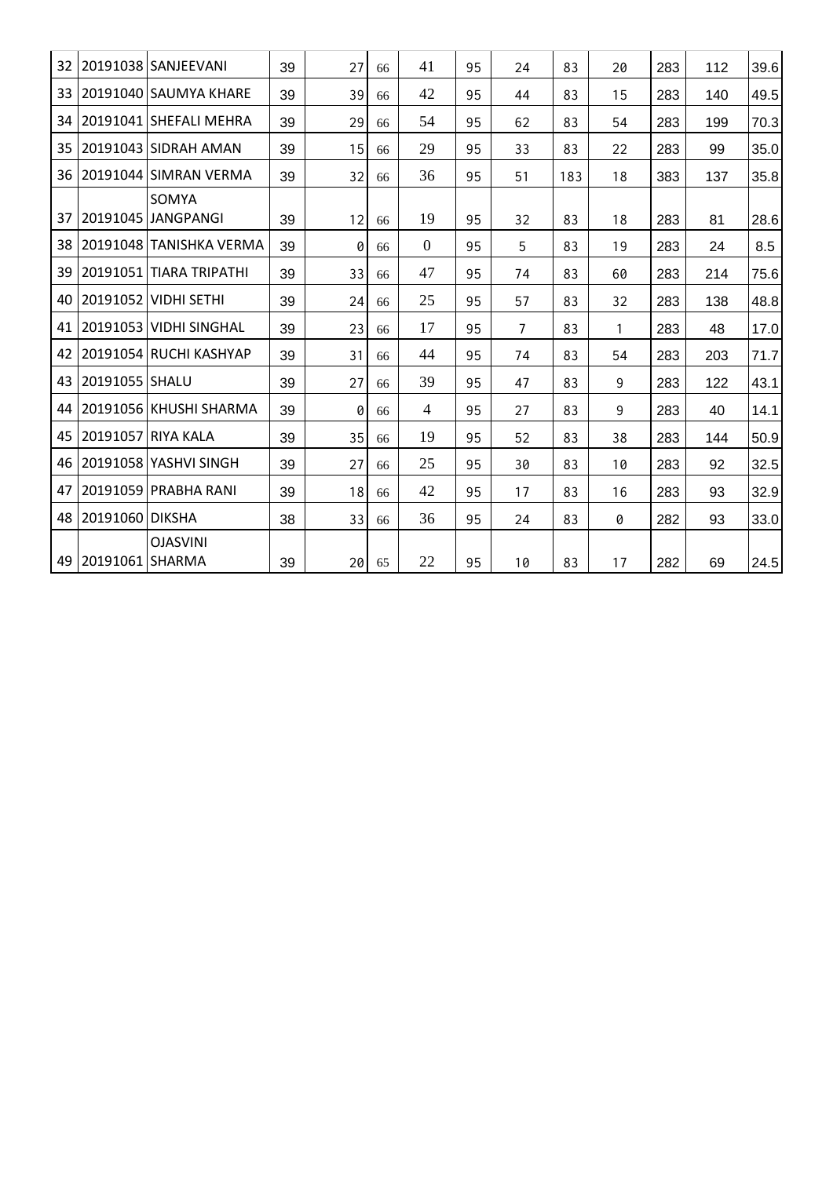| | | | | | | | | | | | | | |
|---|---|---|---|---|---|---|---|---|---|---|---|---|---|
| 32 | 20191038 | SANJEEVANI | 39 | 27 | 66 | 41 | 95 | 24 | 83 | 20 | 283 | 112 | 39.6 |
| 33 | 20191040 | SAUMYA KHARE | 39 | 39 | 66 | 42 | 95 | 44 | 83 | 15 | 283 | 140 | 49.5 |
| 34 | 20191041 | SHEFALI MEHRA | 39 | 29 | 66 | 54 | 95 | 62 | 83 | 54 | 283 | 199 | 70.3 |
| 35 | 20191043 | SIDRAH AMAN | 39 | 15 | 66 | 29 | 95 | 33 | 83 | 22 | 283 | 99 | 35.0 |
| 36 | 20191044 | SIMRAN VERMA | 39 | 32 | 66 | 36 | 95 | 51 | 183 | 18 | 383 | 137 | 35.8 |
| 37 | 20191045 | SOMYA JANGPANGI | 39 | 12 | 66 | 19 | 95 | 32 | 83 | 18 | 283 | 81 | 28.6 |
| 38 | 20191048 | TANISHKA VERMA | 39 | 0 | 66 | 0 | 95 | 5 | 83 | 19 | 283 | 24 | 8.5 |
| 39 | 20191051 | TIARA TRIPATHI | 39 | 33 | 66 | 47 | 95 | 74 | 83 | 60 | 283 | 214 | 75.6 |
| 40 | 20191052 | VIDHI SETHI | 39 | 24 | 66 | 25 | 95 | 57 | 83 | 32 | 283 | 138 | 48.8 |
| 41 | 20191053 | VIDHI SINGHAL | 39 | 23 | 66 | 17 | 95 | 7 | 83 | 1 | 283 | 48 | 17.0 |
| 42 | 20191054 | RUCHI KASHYAP | 39 | 31 | 66 | 44 | 95 | 74 | 83 | 54 | 283 | 203 | 71.7 |
| 43 | 20191055 | SHALU | 39 | 27 | 66 | 39 | 95 | 47 | 83 | 9 | 283 | 122 | 43.1 |
| 44 | 20191056 | KHUSHI SHARMA | 39 | 0 | 66 | 4 | 95 | 27 | 83 | 9 | 283 | 40 | 14.1 |
| 45 | 20191057 | RIYA KALA | 39 | 35 | 66 | 19 | 95 | 52 | 83 | 38 | 283 | 144 | 50.9 |
| 46 | 20191058 | YASHVI SINGH | 39 | 27 | 66 | 25 | 95 | 30 | 83 | 10 | 283 | 92 | 32.5 |
| 47 | 20191059 | PRABHA RANI | 39 | 18 | 66 | 42 | 95 | 17 | 83 | 16 | 283 | 93 | 32.9 |
| 48 | 20191060 | DIKSHA | 38 | 33 | 66 | 36 | 95 | 24 | 83 | 0 | 282 | 93 | 33.0 |
| 49 | 20191061 | OJASVINI SHARMA | 39 | 20 | 65 | 22 | 95 | 10 | 83 | 17 | 282 | 69 | 24.5 |